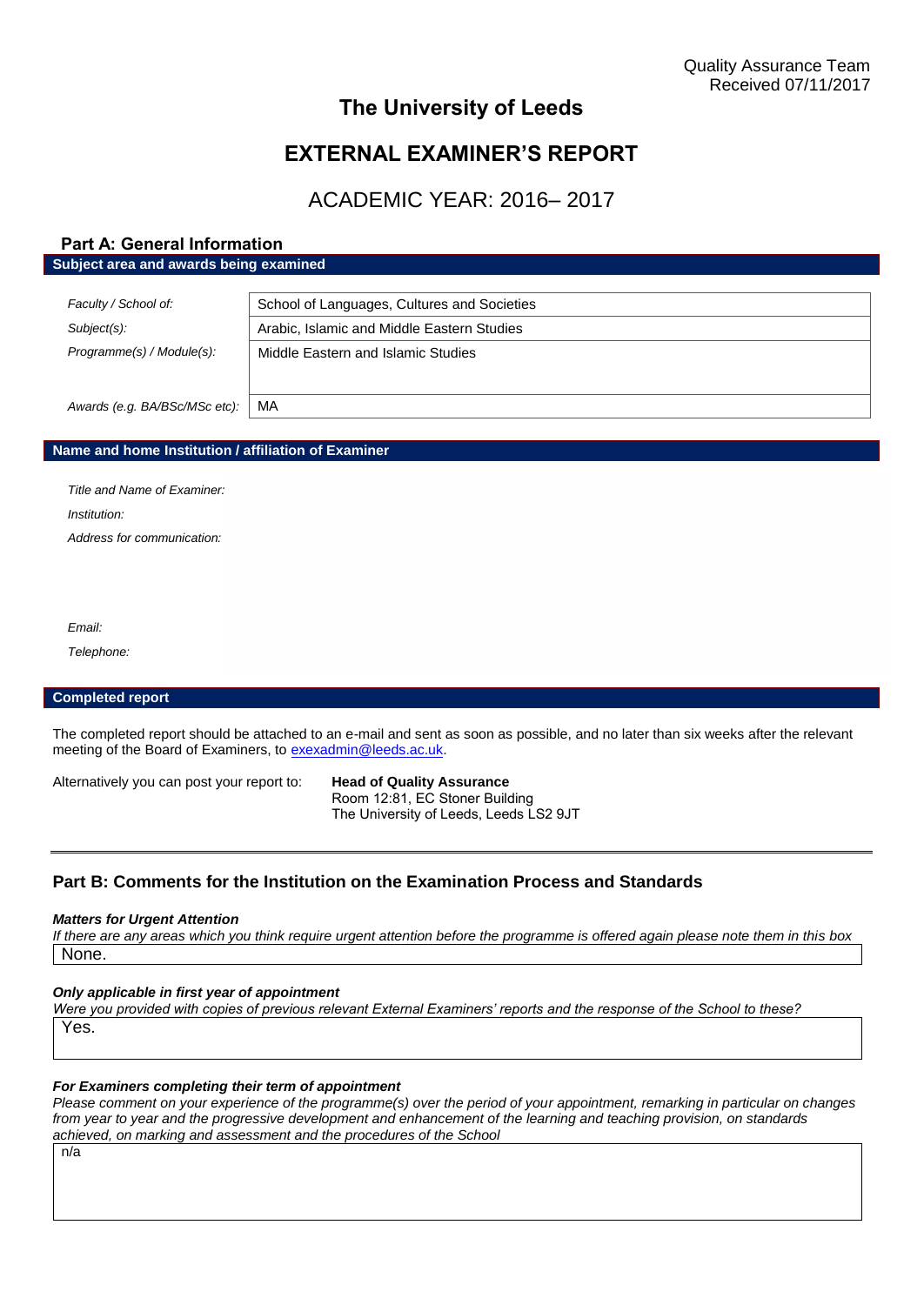Quality Assurance Team
Received 07/11/2017

# The University of Leeds

# EXTERNAL EXAMINER'S REPORT

## ACADEMIC YEAR: 2016– 2017

## Part A: General Information

### Subject area and awards being examined

| | |
|---|---|
| *Faculty / School of:* | School of Languages, Cultures and Societies |
| *Subject(s):* | Arabic, Islamic and Middle Eastern Studies |
| *Programme(s) / Module(s):* | Middle Eastern and Islamic Studies |
| *Awards (e.g. BA/BSc/MSc etc):* | MA |

### Name and home Institution / affiliation of Examiner

*Title and Name of Examiner:*

*Institution:*

*Address for communication:*

*Email:*

*Telephone:*

### Completed report

The completed report should be attached to an e-mail and sent as soon as possible, and no later than six weeks after the relevant meeting of the Board of Examiners, to exexadmin@leeds.ac.uk.

Alternatively you can post your report to:

**Head of Quality Assurance**
Room 12:81, EC Stoner Building
The University of Leeds, Leeds LS2 9JT

---

## Part B: Comments for the Institution on the Examination Process and Standards

***Matters for Urgent Attention***

*If there are any areas which you think require urgent attention before the programme is offered again please note them in this box*

None.

***Only applicable in first year of appointment***

*Were you provided with copies of previous relevant External Examiners' reports and the response of the School to these?*

Yes.

***For Examiners completing their term of appointment***

*Please comment on your experience of the programme(s) over the period of your appointment, remarking in particular on changes from year to year and the progressive development and enhancement of the learning and teaching provision, on standards achieved, on marking and assessment and the procedures of the School*

n/a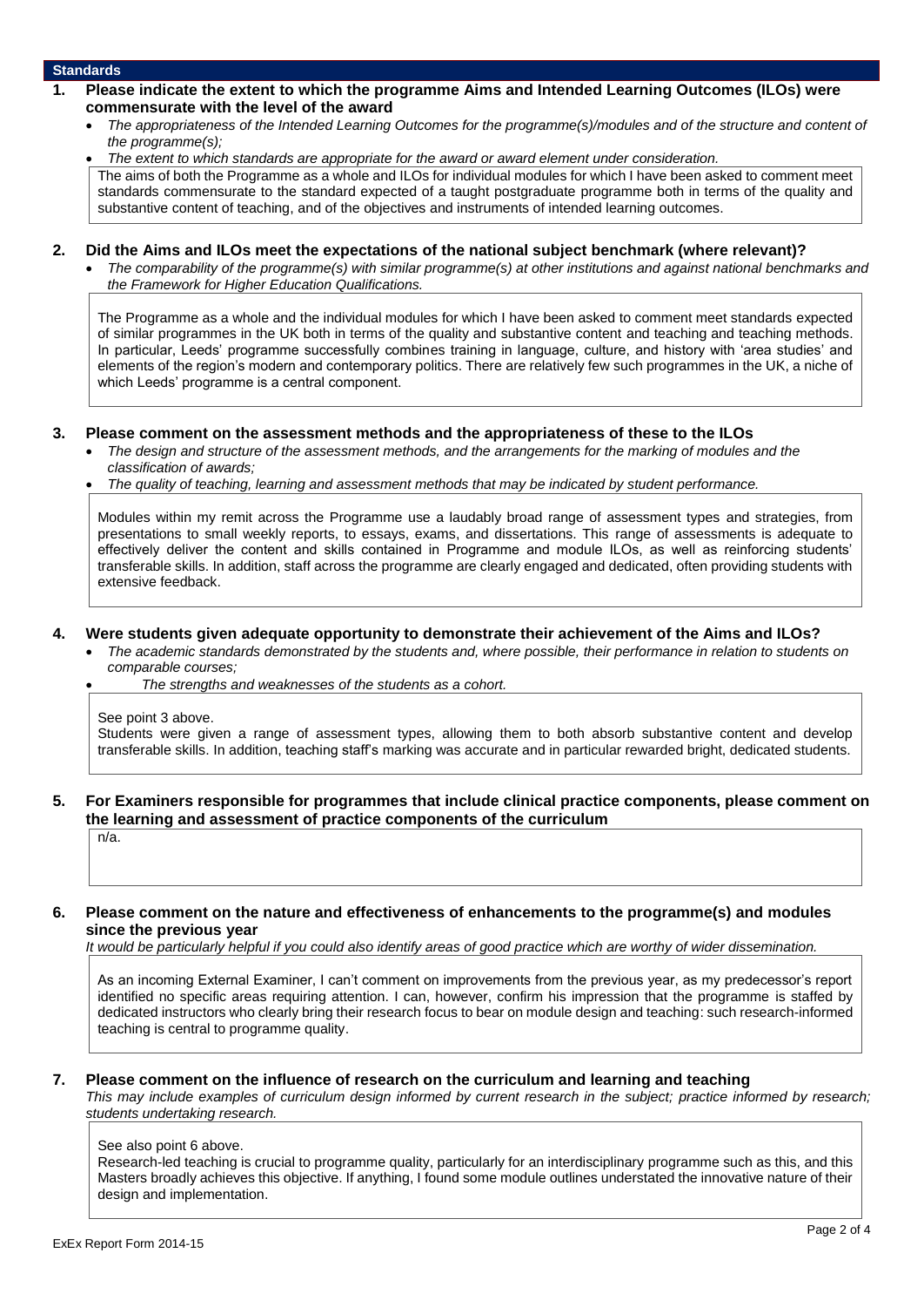## Standards

**1. Please indicate the extent to which the programme Aims and Intended Learning Outcomes (ILOs) were commensurate with the level of the award**

- *The appropriateness of the Intended Learning Outcomes for the programme(s)/modules and of the structure and content of the programme(s);*
- *The extent to which standards are appropriate for the award or award element under consideration.*

The aims of both the Programme as a whole and ILOs for individual modules for which I have been asked to comment meet standards commensurate to the standard expected of a taught postgraduate programme both in terms of the quality and substantive content of teaching, and of the objectives and instruments of intended learning outcomes.

**2. Did the Aims and ILOs meet the expectations of the national subject benchmark (where relevant)?**

- *The comparability of the programme(s) with similar programme(s) at other institutions and against national benchmarks and the Framework for Higher Education Qualifications.*

The Programme as a whole and the individual modules for which I have been asked to comment meet standards expected of similar programmes in the UK both in terms of the quality and substantive content and teaching and teaching methods. In particular, Leeds' programme successfully combines training in language, culture, and history with 'area studies' and elements of the region's modern and contemporary politics. There are relatively few such programmes in the UK, a niche of which Leeds' programme is a central component.

**3. Please comment on the assessment methods and the appropriateness of these to the ILOs**

- *The design and structure of the assessment methods, and the arrangements for the marking of modules and the classification of awards;*
- *The quality of teaching, learning and assessment methods that may be indicated by student performance.*

Modules within my remit across the Programme use a laudably broad range of assessment types and strategies, from presentations to small weekly reports, to essays, exams, and dissertations. This range of assessments is adequate to effectively deliver the content and skills contained in Programme and module ILOs, as well as reinforcing students' transferable skills. In addition, staff across the programme are clearly engaged and dedicated, often providing students with extensive feedback.

**4. Were students given adequate opportunity to demonstrate their achievement of the Aims and ILOs?**

- *The academic standards demonstrated by the students and, where possible, their performance in relation to students on comparable courses;*
- *The strengths and weaknesses of the students as a cohort.*

See point 3 above.
Students were given a range of assessment types, allowing them to both absorb substantive content and develop transferable skills. In addition, teaching staff's marking was accurate and in particular rewarded bright, dedicated students.

**5. For Examiners responsible for programmes that include clinical practice components, please comment on the learning and assessment of practice components of the curriculum**

n/a.

**6. Please comment on the nature and effectiveness of enhancements to the programme(s) and modules since the previous year**

*It would be particularly helpful if you could also identify areas of good practice which are worthy of wider dissemination.*

As an incoming External Examiner, I can't comment on improvements from the previous year, as my predecessor's report identified no specific areas requiring attention. I can, however, confirm his impression that the programme is staffed by dedicated instructors who clearly bring their research focus to bear on module design and teaching: such research-informed teaching is central to programme quality.

**7. Please comment on the influence of research on the curriculum and learning and teaching**

*This may include examples of curriculum design informed by current research in the subject; practice informed by research; students undertaking research.*

See also point 6 above.
Research-led teaching is crucial to programme quality, particularly for an interdisciplinary programme such as this, and this Masters broadly achieves this objective. If anything, I found some module outlines understated the innovative nature of their design and implementation.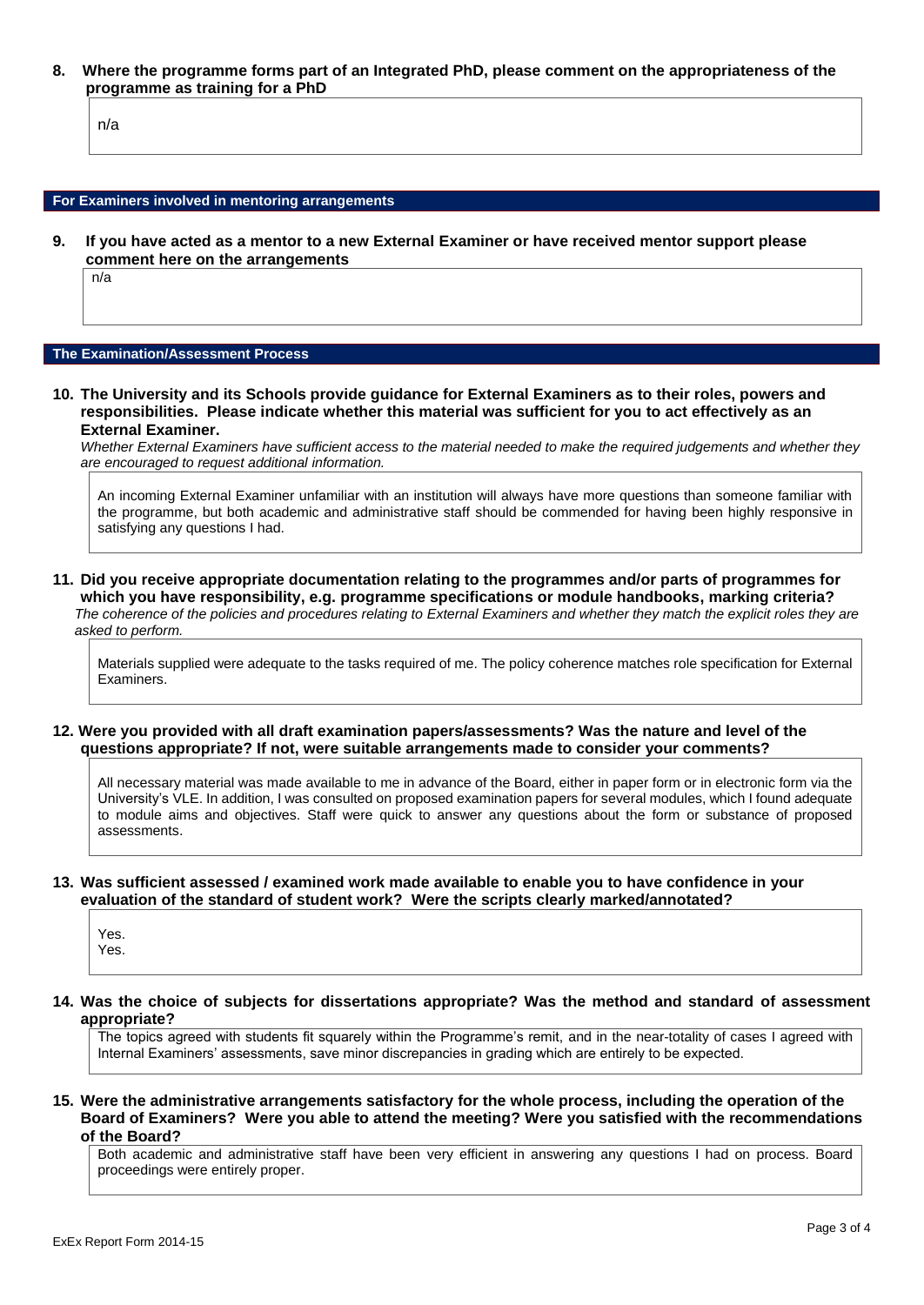**8. Where the programme forms part of an Integrated PhD, please comment on the appropriateness of the programme as training for a PhD**

n/a

## For Examiners involved in mentoring arrangements

**9. If you have acted as a mentor to a new External Examiner or have received mentor support please comment here on the arrangements**

n/a

## The Examination/Assessment Process

**10. The University and its Schools provide guidance for External Examiners as to their roles, powers and responsibilities. Please indicate whether this material was sufficient for you to act effectively as an External Examiner.**

*Whether External Examiners have sufficient access to the material needed to make the required judgements and whether they are encouraged to request additional information.*

An incoming External Examiner unfamiliar with an institution will always have more questions than someone familiar with the programme, but both academic and administrative staff should be commended for having been highly responsive in satisfying any questions I had.

**11. Did you receive appropriate documentation relating to the programmes and/or parts of programmes for which you have responsibility, e.g. programme specifications or module handbooks, marking criteria?**

*The coherence of the policies and procedures relating to External Examiners and whether they match the explicit roles they are asked to perform.*

Materials supplied were adequate to the tasks required of me. The policy coherence matches role specification for External Examiners.

**12. Were you provided with all draft examination papers/assessments? Was the nature and level of the questions appropriate? If not, were suitable arrangements made to consider your comments?**

All necessary material was made available to me in advance of the Board, either in paper form or in electronic form via the University's VLE. In addition, I was consulted on proposed examination papers for several modules, which I found adequate to module aims and objectives. Staff were quick to answer any questions about the form or substance of proposed assessments.

**13. Was sufficient assessed / examined work made available to enable you to have confidence in your evaluation of the standard of student work? Were the scripts clearly marked/annotated?**

Yes.
Yes.

**14. Was the choice of subjects for dissertations appropriate? Was the method and standard of assessment appropriate?**

The topics agreed with students fit squarely within the Programme's remit, and in the near-totality of cases I agreed with Internal Examiners' assessments, save minor discrepancies in grading which are entirely to be expected.

**15. Were the administrative arrangements satisfactory for the whole process, including the operation of the Board of Examiners? Were you able to attend the meeting? Were you satisfied with the recommendations of the Board?**

Both academic and administrative staff have been very efficient in answering any questions I had on process. Board proceedings were entirely proper.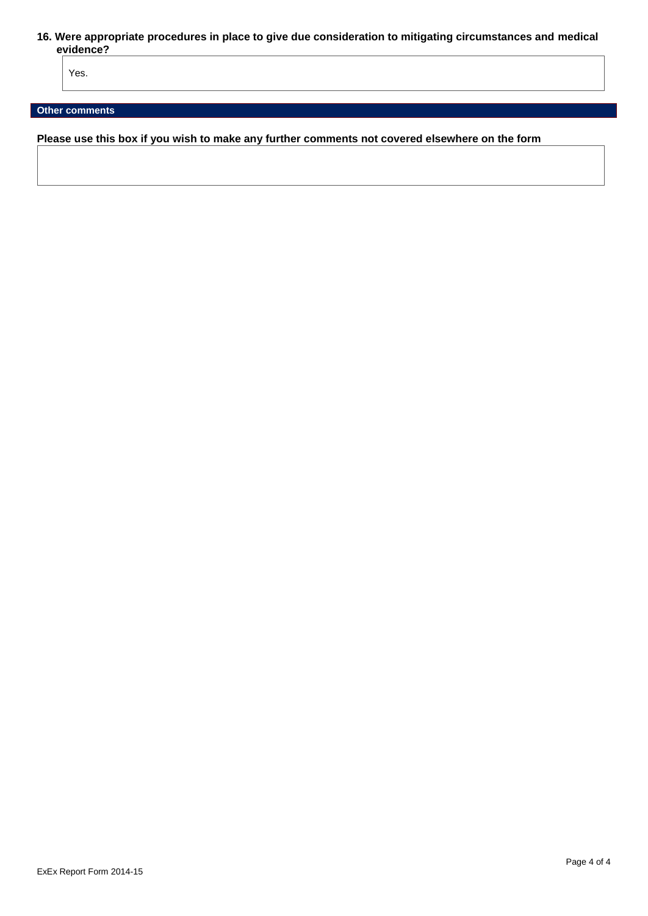**16. Were appropriate procedures in place to give due consideration to mitigating circumstances and medical evidence?**

Yes.

## Other comments

**Please use this box if you wish to make any further comments not covered elsewhere on the form**

ExEx Report Form 2014-15